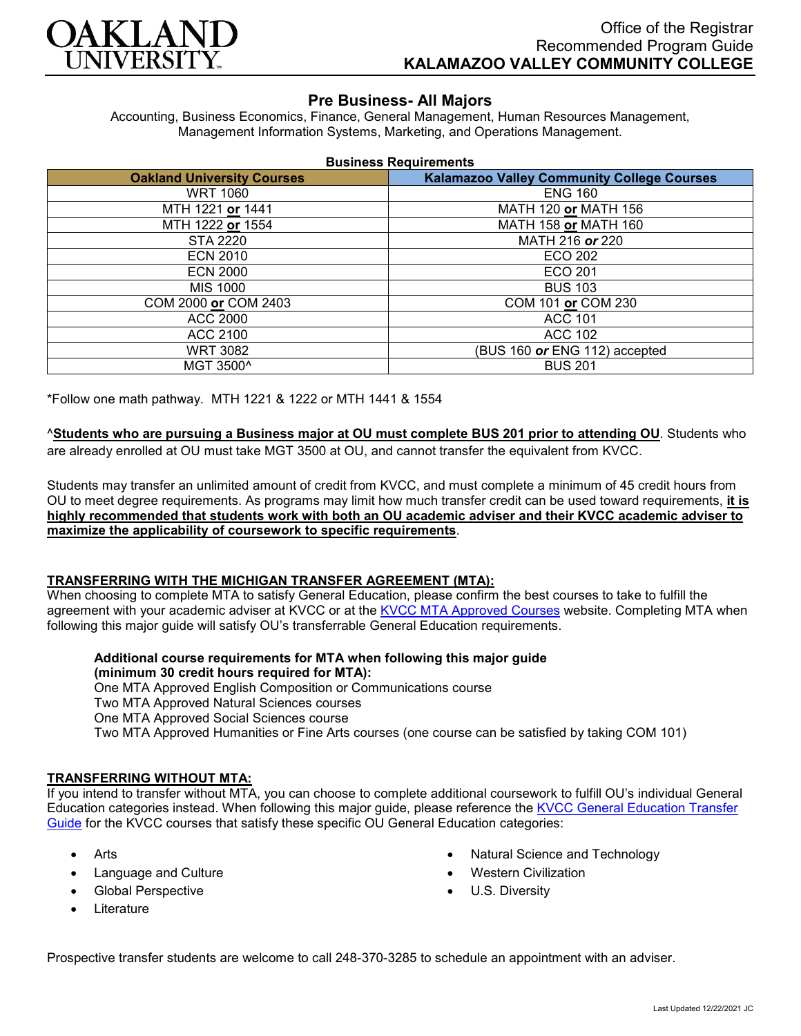# OAKLAND UNIVERSITY

Office of the Registrar
Recommended Program Guide
**KALAMAZOO VALLEY COMMUNITY COLLEGE**

## Pre Business- All Majors

Accounting, Business Economics, Finance, General Management, Human Resources Management, Management Information Systems, Marketing, and Operations Management.

**Business Requirements**

| Oakland University Courses | Kalamazoo Valley Community College Courses |
|---|---|
| WRT 1060 | ENG 160 |
| MTH 1221 **or** 1441 | MATH 120 **or** MATH 156 |
| MTH 1222 **or** 1554 | MATH 158 **or** MATH 160 |
| STA 2220 | MATH 216 ***or*** 220 |
| ECN 2010 | ECO 202 |
| ECN 2000 | ECO 201 |
| MIS 1000 | BUS 103 |
| COM 2000 **or** COM 2403 | COM 101 **or** COM 230 |
| ACC 2000 | ACC 101 |
| ACC 2100 | ACC 102 |
| WRT 3082 | (BUS 160 ***or*** ENG 112) accepted |
| MGT 3500^ | BUS 201 |

*Follow one math pathway. MTH 1221 & 1222 or MTH 1441 & 1554

^**Students who are pursuing a Business major at OU must complete BUS 201 prior to attending OU**. Students who are already enrolled at OU must take MGT 3500 at OU, and cannot transfer the equivalent from KVCC.

Students may transfer an unlimited amount of credit from KVCC, and must complete a minimum of 45 credit hours from OU to meet degree requirements. As programs may limit how much transfer credit can be used toward requirements, **it is highly recommended that students work with both an OU academic adviser and their KVCC academic adviser to maximize the applicability of coursework to specific requirements**.

### TRANSFERRING WITH THE MICHIGAN TRANSFER AGREEMENT (MTA):

When choosing to complete MTA to satisfy General Education, please confirm the best courses to take to fulfill the agreement with your academic adviser at KVCC or at the KVCC MTA Approved Courses website. Completing MTA when following this major guide will satisfy OU's transferrable General Education requirements.

**Additional course requirements for MTA when following this major guide (minimum 30 credit hours required for MTA):**
One MTA Approved English Composition or Communications course
Two MTA Approved Natural Sciences courses
One MTA Approved Social Sciences course
Two MTA Approved Humanities or Fine Arts courses (one course can be satisfied by taking COM 101)

### TRANSFERRING WITHOUT MTA:

If you intend to transfer without MTA, you can choose to complete additional coursework to fulfill OU's individual General Education categories instead. When following this major guide, please reference the KVCC General Education Transfer Guide for the KVCC courses that satisfy these specific OU General Education categories:

- Arts
- Language and Culture
- Global Perspective
- Literature
- Natural Science and Technology
- Western Civilization
- U.S. Diversity

Prospective transfer students are welcome to call 248-370-3285 to schedule an appointment with an adviser.

Last Updated 12/22/2021 JC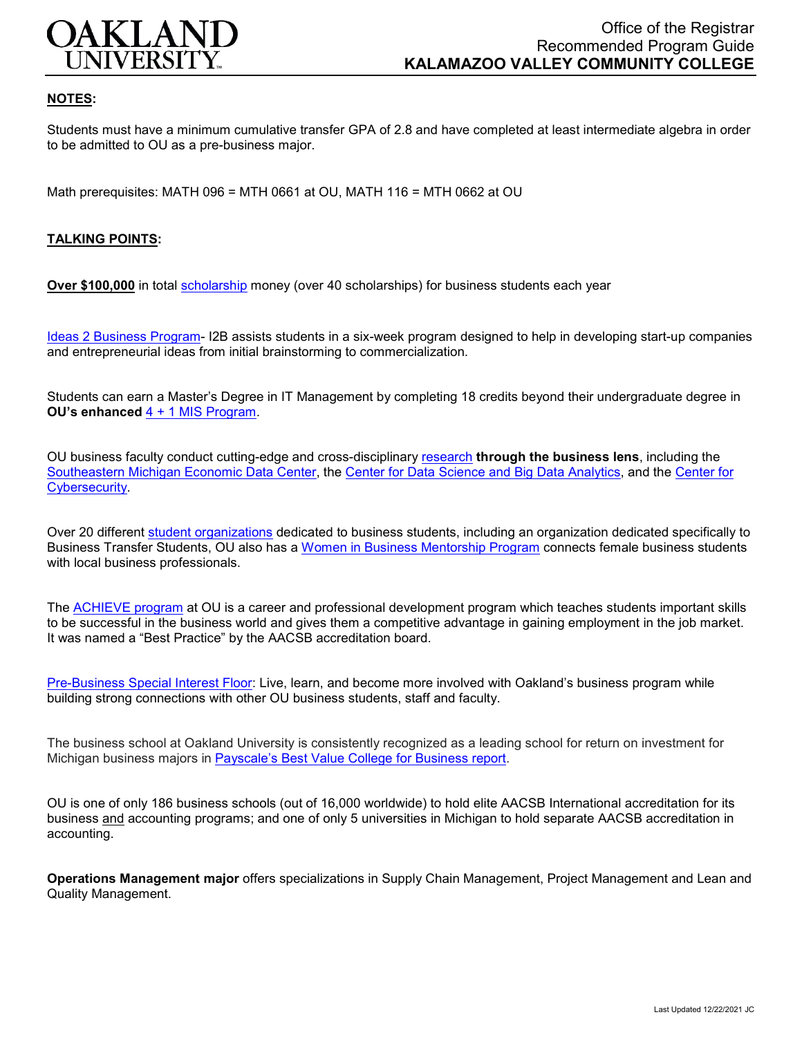**NOTES:**

Students must have a minimum cumulative transfer GPA of 2.8 and have completed at least intermediate algebra in order to be admitted to OU as a pre-business major.

Math prerequisites: MATH 096 = MTH 0661 at OU, MATH 116 = MTH 0662 at OU

**TALKING POINTS:**

**Over $100,000** in total scholarship money (over 40 scholarships) for business students each year

Ideas 2 Business Program- I2B assists students in a six-week program designed to help in developing start-up companies and entrepreneurial ideas from initial brainstorming to commercialization.

Students can earn a Master's Degree in IT Management by completing 18 credits beyond their undergraduate degree in **OU's enhanced** 4 + 1 MIS Program.

OU business faculty conduct cutting-edge and cross-disciplinary research **through the business lens**, including the Southeastern Michigan Economic Data Center, the Center for Data Science and Big Data Analytics, and the Center for Cybersecurity.

Over 20 different student organizations dedicated to business students, including an organization dedicated specifically to Business Transfer Students, OU also has a Women in Business Mentorship Program connects female business students with local business professionals.

The ACHIEVE program at OU is a career and professional development program which teaches students important skills to be successful in the business world and gives them a competitive advantage in gaining employment in the job market. It was named a "Best Practice" by the AACSB accreditation board.

Pre-Business Special Interest Floor: Live, learn, and become more involved with Oakland's business program while building strong connections with other OU business students, staff and faculty.

The business school at Oakland University is consistently recognized as a leading school for return on investment for Michigan business majors in Payscale's Best Value College for Business report.

OU is one of only 186 business schools (out of 16,000 worldwide) to hold elite AACSB International accreditation for its business and accounting programs; and one of only 5 universities in Michigan to hold separate AACSB accreditation in accounting.

**Operations Management major** offers specializations in Supply Chain Management, Project Management and Lean and Quality Management.

Last Updated 12/22/2021 JC